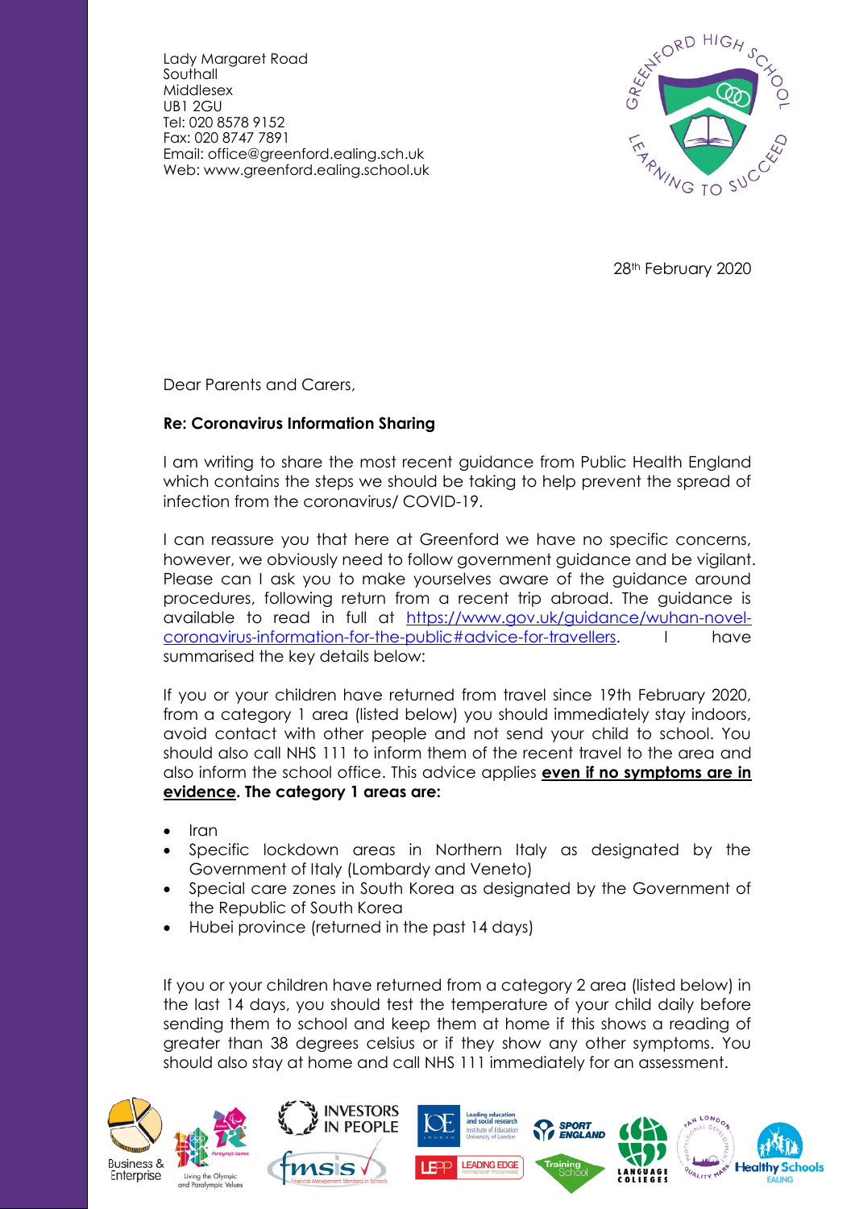Lady Margaret Road
Southall
Middlesex
UB1 2GU
Tel: 020 8578 9152
Fax: 020 8747 7891
Email: office@greenford.ealing.sch.uk
Web: www.greenford.ealing.school.uk

28th February 2020

Dear Parents and Carers,

**Re: Coronavirus Information Sharing**

I am writing to share the most recent guidance from Public Health England which contains the steps we should be taking to help prevent the spread of infection from the coronavirus/ COVID-19.

I can reassure you that here at Greenford we have no specific concerns, however, we obviously need to follow government guidance and be vigilant. Please can I ask you to make yourselves aware of the guidance around procedures, following return from a recent trip abroad. The guidance is available to read in full at [https://www.gov.uk/guidance/wuhan-novel-coronavirus-information-for-the-public#advice-for-travellers](https://www.gov.uk/guidance/wuhan-novel-coronavirus-information-for-the-public#advice-for-travellers). I have summarised the key details below:

If you or your children have returned from travel since 19th February 2020, from a category 1 area (listed below) you should immediately stay indoors, avoid contact with other people and not send your child to school. You should also call NHS 111 to inform them of the recent travel to the area and also inform the school office. This advice applies **<u>even if no symptoms are in evidence</u>. The category 1 areas are:**

- Iran
- Specific lockdown areas in Northern Italy as designated by the Government of Italy (Lombardy and Veneto)
- Special care zones in South Korea as designated by the Government of the Republic of South Korea
- Hubei province (returned in the past 14 days)

If you or your children have returned from a category 2 area (listed below) in the last 14 days, you should test the temperature of your child daily before sending them to school and keep them at home if this shows a reading of greater than 38 degrees celsius or if they show any other symptoms. You should also stay at home and call NHS 111 immediately for an assessment.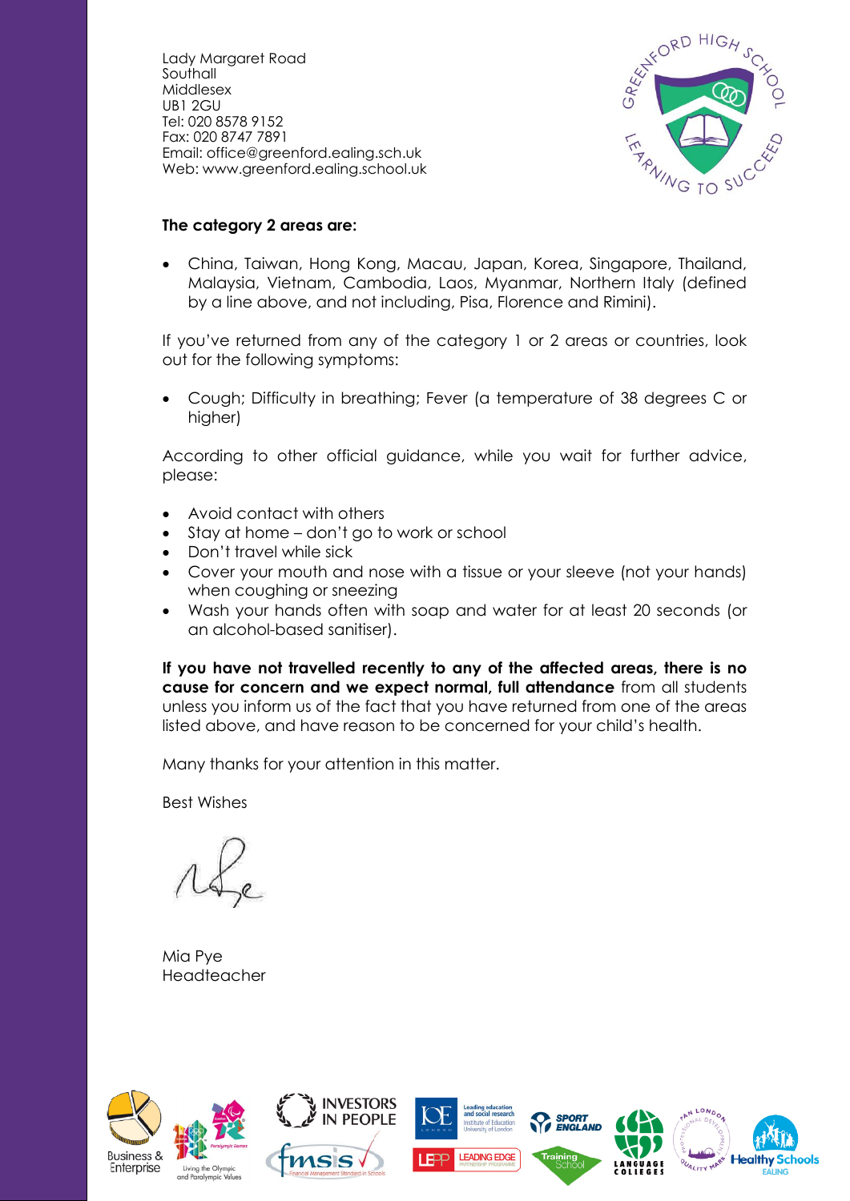Lady Margaret Road
Southall
Middlesex
UB1 2GU
Tel: 020 8578 9152
Fax: 020 8747 7891
Email: office@greenford.ealing.sch.uk
Web: www.greenford.ealing.school.uk

**The category 2 areas are:**

- China, Taiwan, Hong Kong, Macau, Japan, Korea, Singapore, Thailand, Malaysia, Vietnam, Cambodia, Laos, Myanmar, Northern Italy (defined by a line above, and not including, Pisa, Florence and Rimini).

If you've returned from any of the category 1 or 2 areas or countries, look out for the following symptoms:

- Cough; Difficulty in breathing; Fever (a temperature of 38 degrees C or higher)

According to other official guidance, while you wait for further advice, please:

- Avoid contact with others
- Stay at home – don't go to work or school
- Don't travel while sick
- Cover your mouth and nose with a tissue or your sleeve (not your hands) when coughing or sneezing
- Wash your hands often with soap and water for at least 20 seconds (or an alcohol-based sanitiser).

**If you have not travelled recently to any of the affected areas, there is no cause for concern and we expect normal, full attendance** from all students unless you inform us of the fact that you have returned from one of the areas listed above, and have reason to be concerned for your child's health.

Many thanks for your attention in this matter.

Best Wishes

Mia Pye
Headteacher